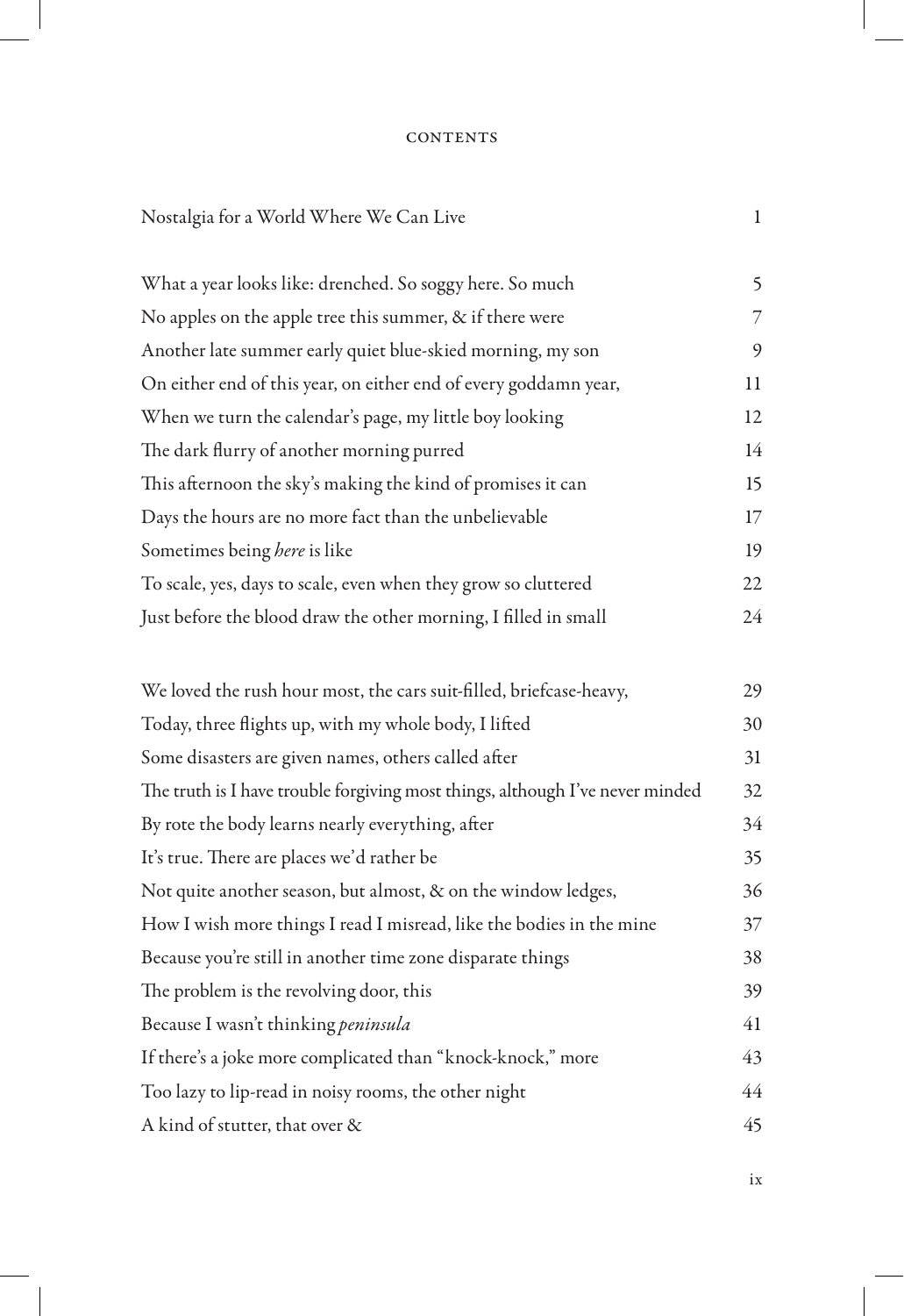# CONTENTS

| | |
|---|---|
| Nostalgia for a World Where We Can Live | 1 |
| | |
| What a year looks like: drenched. So soggy here. So much | 5 |
| No apples on the apple tree this summer, & if there were | 7 |
| Another late summer early quiet blue-skied morning, my son | 9 |
| On either end of this year, on either end of every goddamn year, | 11 |
| When we turn the calendar's page, my little boy looking | 12 |
| The dark flurry of another morning purred | 14 |
| This afternoon the sky's making the kind of promises it can | 15 |
| Days the hours are no more fact than the unbelievable | 17 |
| Sometimes being *here* is like | 19 |
| To scale, yes, days to scale, even when they grow so cluttered | 22 |
| Just before the blood draw the other morning, I filled in small | 24 |
| | |
| We loved the rush hour most, the cars suit-filled, briefcase-heavy, | 29 |
| Today, three flights up, with my whole body, I lifted | 30 |
| Some disasters are given names, others called after | 31 |
| The truth is I have trouble forgiving most things, although I've never minded | 32 |
| By rote the body learns nearly everything, after | 34 |
| It's true. There are places we'd rather be | 35 |
| Not quite another season, but almost, & on the window ledges, | 36 |
| How I wish more things I read I misread, like the bodies in the mine | 37 |
| Because you're still in another time zone disparate things | 38 |
| The problem is the revolving door, this | 39 |
| Because I wasn't thinking *peninsula* | 41 |
| If there's a joke more complicated than "knock-knock," more | 43 |
| Too lazy to lip-read in noisy rooms, the other night | 44 |
| A kind of stutter, that over & | 45 |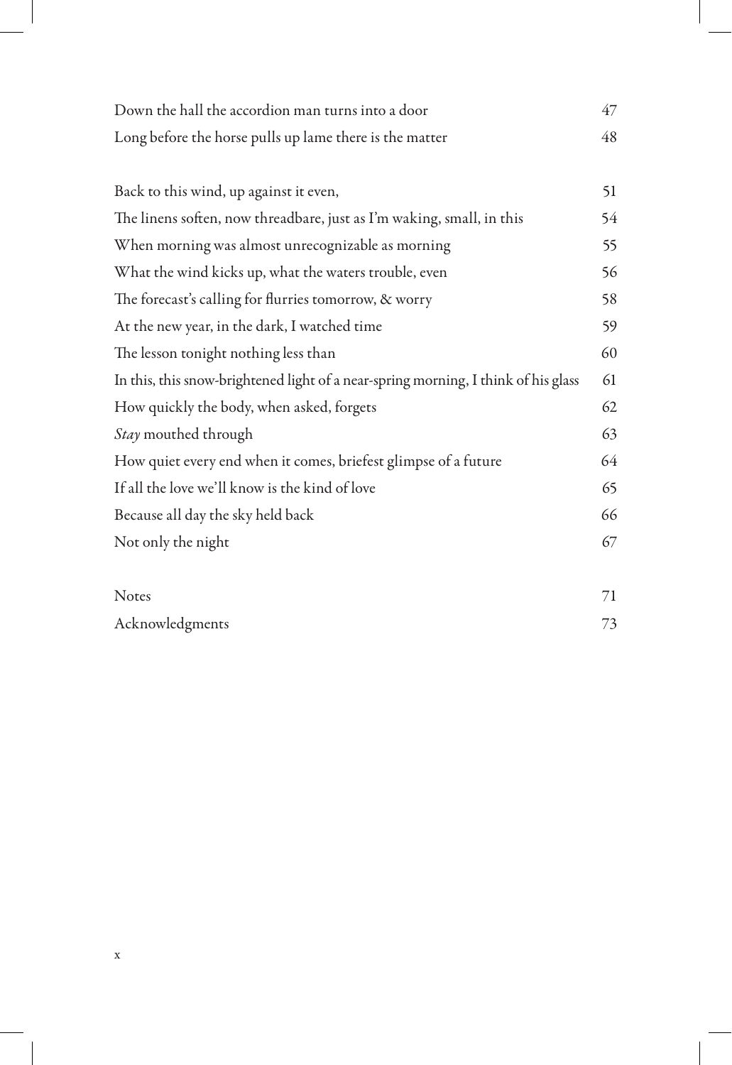| | |
|---|---|
| Down the hall the accordion man turns into a door | 47 |
| Long before the horse pulls up lame there is the matter | 48 |
| | |
| Back to this wind, up against it even, | 51 |
| The linens soften, now threadbare, just as I'm waking, small, in this | 54 |
| When morning was almost unrecognizable as morning | 55 |
| What the wind kicks up, what the waters trouble, even | 56 |
| The forecast's calling for flurries tomorrow, & worry | 58 |
| At the new year, in the dark, I watched time | 59 |
| The lesson tonight nothing less than | 60 |
| In this, this snow-brightened light of a near-spring morning, I think of his glass | 61 |
| How quickly the body, when asked, forgets | 62 |
| *Stay* mouthed through | 63 |
| How quiet every end when it comes, briefest glimpse of a future | 64 |
| If all the love we'll know is the kind of love | 65 |
| Because all day the sky held back | 66 |
| Not only the night | 67 |
| | |
| Notes | 71 |
| Acknowledgments | 73 |